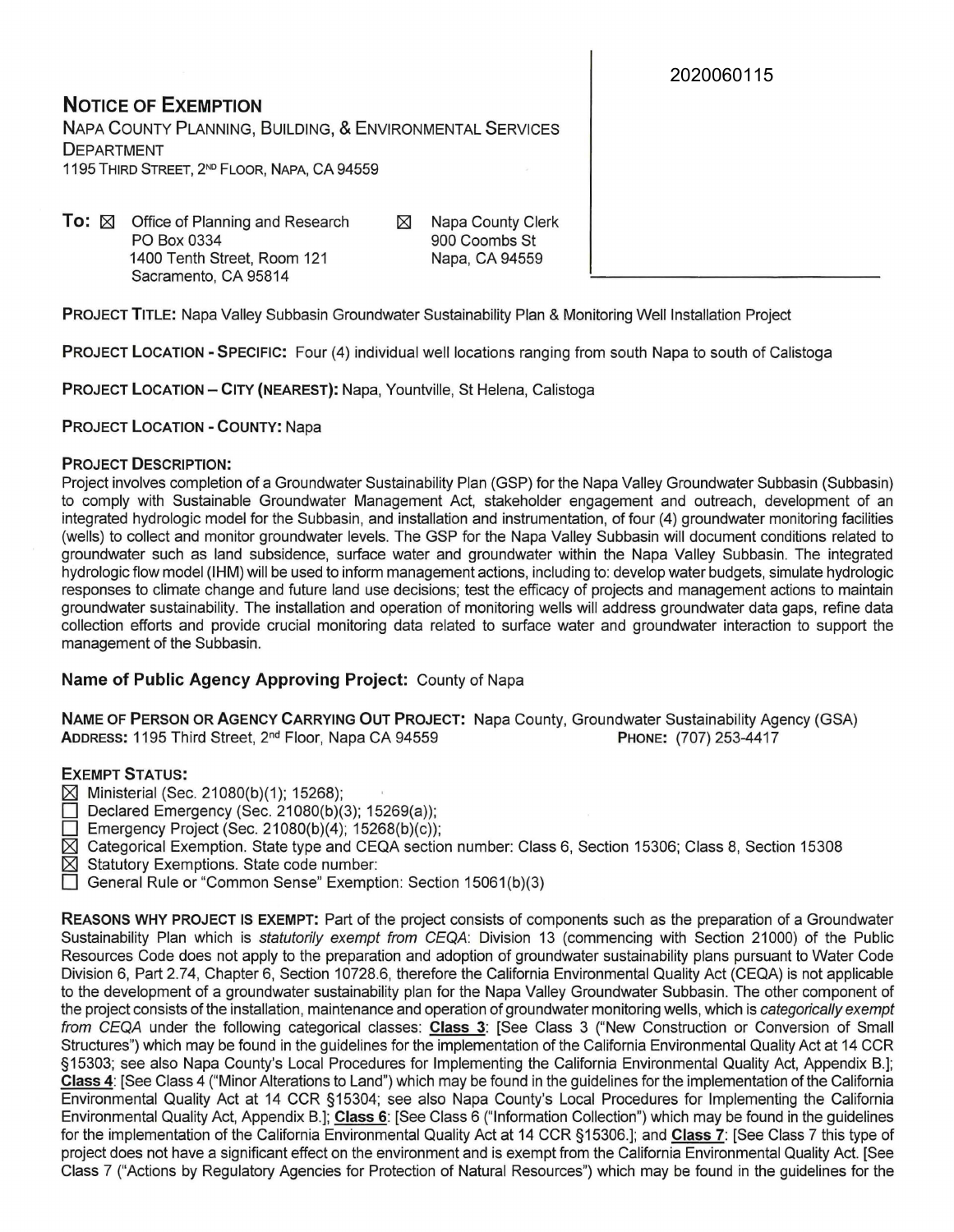2020060115

# NOTICE OF EXEMPTION

NAPA COUNTY PLANNING, BUILDING, & ENVIRONMENTAL SERVICES DEPARTMENT
1195 THIRD STREET, 2ND FLOOR, NAPA, CA 94559

**To:** ☒ Office of Planning and Research
PO Box 0334
1400 Tenth Street, Room 121
Sacramento, CA 95814

☒ Napa County Clerk
900 Coombs St
Napa, CA 94559

**PROJECT TITLE:** Napa Valley Subbasin Groundwater Sustainability Plan & Monitoring Well Installation Project

**PROJECT LOCATION - SPECIFIC:** Four (4) individual well locations ranging from south Napa to south of Calistoga

**PROJECT LOCATION – CITY (NEAREST):** Napa, Yountville, St Helena, Calistoga

**PROJECT LOCATION - COUNTY:** Napa

**PROJECT DESCRIPTION:**
Project involves completion of a Groundwater Sustainability Plan (GSP) for the Napa Valley Groundwater Subbasin (Subbasin) to comply with Sustainable Groundwater Management Act, stakeholder engagement and outreach, development of an integrated hydrologic model for the Subbasin, and installation and instrumentation, of four (4) groundwater monitoring facilities (wells) to collect and monitor groundwater levels. The GSP for the Napa Valley Subbasin will document conditions related to groundwater such as land subsidence, surface water and groundwater within the Napa Valley Subbasin. The integrated hydrologic flow model (IHM) will be used to inform management actions, including to: develop water budgets, simulate hydrologic responses to climate change and future land use decisions; test the efficacy of projects and management actions to maintain groundwater sustainability. The installation and operation of monitoring wells will address groundwater data gaps, refine data collection efforts and provide crucial monitoring data related to surface water and groundwater interaction to support the management of the Subbasin.

## Name of Public Agency Approving Project: County of Napa

**NAME OF PERSON OR AGENCY CARRYING OUT PROJECT:** Napa County, Groundwater Sustainability Agency (GSA)
**ADDRESS:** 1195 Third Street, 2nd Floor, Napa CA 94559 **PHONE:** (707) 253-4417

**EXEMPT STATUS:**

- ☒ Ministerial (Sec. 21080(b)(1); 15268);
- ☐ Declared Emergency (Sec. 21080(b)(3); 15269(a));
- ☐ Emergency Project (Sec. 21080(b)(4); 15268(b)(c));
- ☒ Categorical Exemption. State type and CEQA section number: Class 6, Section 15306; Class 8, Section 15308
- ☒ Statutory Exemptions. State code number:
- ☐ General Rule or "Common Sense" Exemption: Section 15061(b)(3)

**REASONS WHY PROJECT IS EXEMPT:** Part of the project consists of components such as the preparation of a Groundwater Sustainability Plan which is *statutorily exempt from CEQA*: Division 13 (commencing with Section 21000) of the Public Resources Code does not apply to the preparation and adoption of groundwater sustainability plans pursuant to Water Code Division 6, Part 2.74, Chapter 6, Section 10728.6, therefore the California Environmental Quality Act (CEQA) is not applicable to the development of a groundwater sustainability plan for the Napa Valley Groundwater Subbasin. The other component of the project consists of the installation, maintenance and operation of groundwater monitoring wells, which is *categorically exempt from CEQA* under the following categorical classes: **Class 3**: [See Class 3 ("New Construction or Conversion of Small Structures") which may be found in the guidelines for the implementation of the California Environmental Quality Act at 14 CCR §15303; see also Napa County's Local Procedures for Implementing the California Environmental Quality Act, Appendix B.]; **Class 4**: [See Class 4 ("Minor Alterations to Land") which may be found in the guidelines for the implementation of the California Environmental Quality Act at 14 CCR §15304; see also Napa County's Local Procedures for Implementing the California Environmental Quality Act, Appendix B.]; **Class 6**: [See Class 6 ("Information Collection") which may be found in the guidelines for the implementation of the California Environmental Quality Act at 14 CCR §15306.]; and **Class 7**: [See Class 7 this type of project does not have a significant effect on the environment and is exempt from the California Environmental Quality Act. [See Class 7 ("Actions by Regulatory Agencies for Protection of Natural Resources") which may be found in the guidelines for the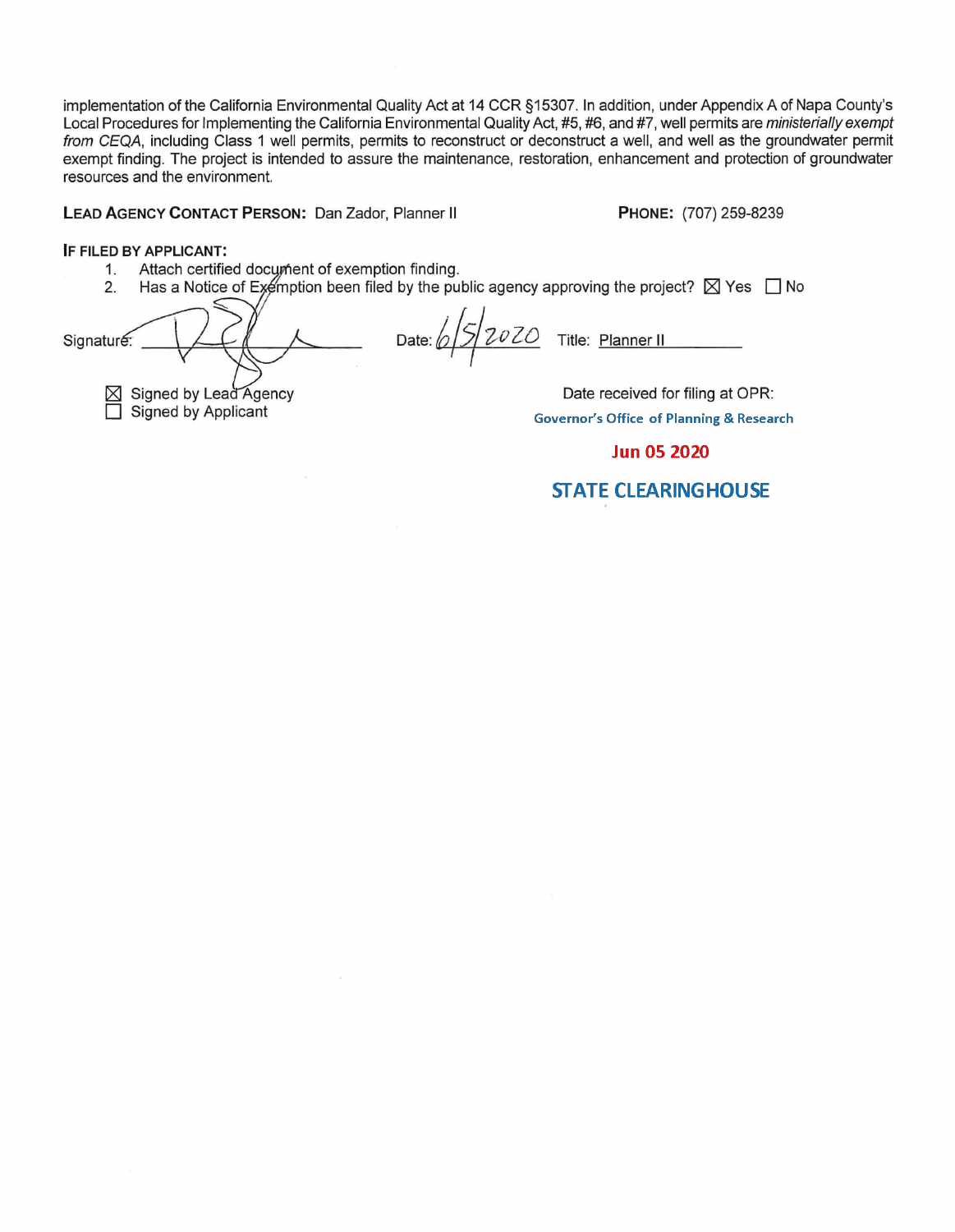implementation of the California Environmental Quality Act at 14 CCR §15307. In addition, under Appendix A of Napa County's Local Procedures for Implementing the California Environmental Quality Act, #5, #6, and #7, well permits are *ministerially exempt from CEQA*, including Class 1 well permits, permits to reconstruct or deconstruct a well, and well as the groundwater permit exempt finding. The project is intended to assure the maintenance, restoration, enhancement and protection of groundwater resources and the environment.

**LEAD AGENCY CONTACT PERSON:** Dan Zador, Planner II **PHONE:** (707) 259-8239

**IF FILED BY APPLICANT:**

1. Attach certified document of exemption finding.
2. Has a Notice of Exemption been filed by the public agency approving the project? ☒ Yes ☐ No

Signature: ____________ Date: 6/5/2020 Title: Planner II

☒ Signed by Lead Agency
☐ Signed by Applicant

Date received for filing at OPR:

Governor's Office of Planning & Research

Jun 05 2020

STATE CLEARINGHOUSE